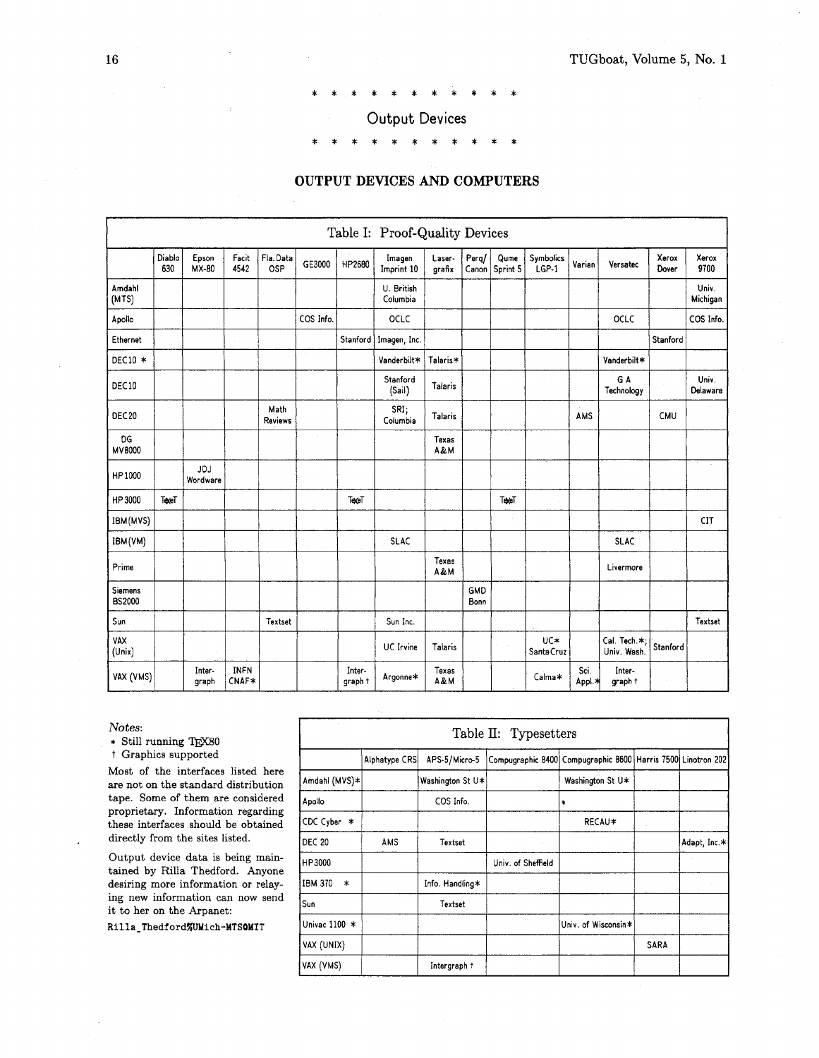\* \* \* \* \* \* \* \* \* \* \* \*

## Output Devices

\* \* \* \* \* \* \* \* \* \* \* \*

### OUTPUT DEVICES AND COMPUTERS

**Table I: Proof-Quality Devices**

| | Diablo 630 | Epson MX-80 | Facit 4542 | Fla. Data OSP | GE3000 | HP2680 | Imagen Imprint 10 | Laser-grafix | Perq/ Canon | Qume Sprint 5 | Symbolics LGP-1 | Varian | Versatec | Xerox Dover | Xerox 9700 |
|---|---|---|---|---|---|---|---|---|---|---|---|---|---|---|---|
| Amdahl (MTS) | | | | | | | U. British Columbia | | | | | | | | Univ. Michigan |
| Apollo | | | | | COS Info. | | OCLC | | | | | | OCLC | | COS Info. |
| Ethernet | | | | | | Stanford | Imagen, Inc. | | | | | | | Stanford | |
| DEC10 * | | | | | | | Vanderbilt* | Talaris* | | | | | Vanderbilt* | | |
| DEC10 | | | | | | | Stanford (Sail) | Talaris | | | | | G A Technology | | Univ. Delaware |
| DEC20 | | | | Math Reviews | | | SRI; Columbia | Talaris | | | | AMS | | CMU | |
| DG MV8000 | | | | | | | | Texas A&M | | | | | | | |
| HP1000 | | JDJ Wordware | | | | | | | | | | | | | |
| HP3000 | TeXeT | | | | | TeXeT | | | | TeXeT | | | | | |
| IBM(MVS) | | | | | | | | | | | | | | | CIT |
| IBM(VM) | | | | | | | SLAC | | | | | | SLAC | | |
| Prime | | | | | | | | Texas A&M | | | | | Livermore | | |
| Siemens BS2000 | | | | | | | | | GMD Bonn | | | | | | |
| Sun | | | | Textset | | | Sun Inc. | | | | | | | | Textset |
| VAX (Unix) | | | | | | | UC Irvine | Talaris | | | UC* Santa Cruz | | Cal. Tech.*; Univ. Wash. | Stanford | |
| VAX (VMS) | | Inter-graph | INFN CNAF* | | | Inter-graph † | Argonne* | Texas A&M | | | Calma* | Sci. Appl.* | Inter-graph † | | |

*Notes*:
\* Still running TEX80
† Graphics supported

Most of the interfaces listed here are not on the standard distribution tape. Some of them are considered proprietary. Information regarding these interfaces should be obtained directly from the sites listed.

Output device data is being maintained by Rilla Thedford. Anyone desiring more information or relaying new information can now send it to her on the Arpanet:

`Rilla_Thedford%UMich-MTS@MIT`

**Table II: Typesetters**

| | Alphatype CRS | APS-5/Micro-5 | Compugraphic 8400 | Compugraphic 8600 | Harris 7500 | Linotron 202 |
|---|---|---|---|---|---|---|
| Amdahl (MVS)* | | Washington St U* | | Washington St U* | | |
| Apollo | | COS Info. | | * | | |
| CDC Cyber * | | | | RECAU* | | |
| DEC 20 | AMS | Textset | | | | Adapt, Inc.* |
| HP3000 | | | Univ. of Sheffield | | | |
| IBM 370 * | | Info. Handling* | | | | |
| Sun | | Textset | | | | |
| Univac 1100 * | | | | Univ. of Wisconsin* | | |
| VAX (UNIX) | | | | | SARA | |
| VAX (VMS) | | Intergraph † | | | | |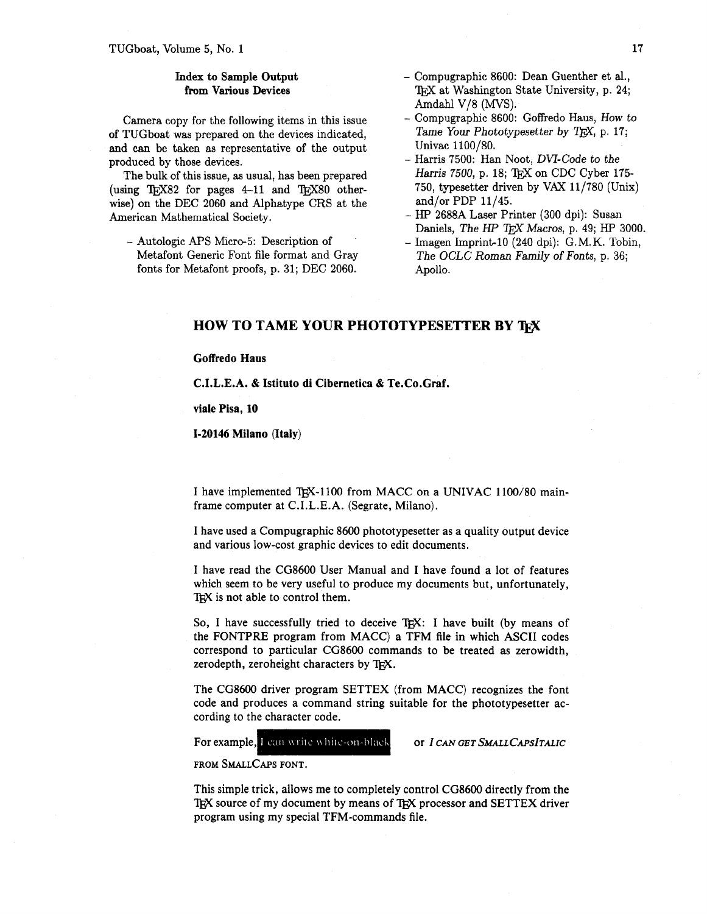**Index to Sample Output from Various Devices**

Camera copy for the following items in this issue of TUGboat was prepared on the devices indicated, and can be taken as representative of the output produced by those devices.

The bulk of this issue, as usual, has been prepared (using TEX82 for pages 4–11 and TEX80 otherwise) on the DEC 2060 and Alphatype CRS at the American Mathematical Society.

- Autologic APS Micro-5: Description of Metafont Generic Font file format and Gray fonts for Metafont proofs, p. 31; DEC 2060.
- Compugraphic 8600: Dean Guenther et al., TEX at Washington State University, p. 24; Amdahl V/8 (MVS).
- Compugraphic 8600: Goffredo Haus, *How to Tame Your Phototypesetter by TEX*, p. 17; Univac 1100/80.
- Harris 7500: Han Noot, *DVI-Code to the Harris 7500*, p. 18; TEX on CDC Cyber 175-750, typesetter driven by VAX 11/780 (Unix) and/or PDP 11/45.
- HP 2688A Laser Printer (300 dpi): Susan Daniels, *The HP TEX Macros*, p. 49; HP 3000.
- Imagen Imprint-10 (240 dpi): G.M.K. Tobin, *The OCLC Roman Family of Fonts*, p. 36; Apollo.

# HOW TO TAME YOUR PHOTOTYPESETTER BY TEX

**Goffredo Haus**

**C.I.L.E.A. & Istituto di Cibernetica & Te.Co.Graf.**

**viale Pisa, 10**

**I-20146 Milano (Italy)**

I have implemented TEX-1100 from MACC on a UNIVAC 1100/80 mainframe computer at C.I.L.E.A. (Segrate, Milano).

I have used a Compugraphic 8600 phototypesetter as a quality output device and various low-cost graphic devices to edit documents.

I have read the CG8600 User Manual and I have found a lot of features which seem to be very useful to produce my documents but, unfortunately, TEX is not able to control them.

So, I have successfully tried to deceive TEX: I have built (by means of the FONTPRE program from MACC) a TFM file in which ASCII codes correspond to particular CG8600 commands to be treated as zerowidth, zerodepth, zeroheight characters by TEX.

The CG8600 driver program SETTEX (from MACC) recognizes the font code and produces a command string suitable for the phototypesetter according to the character code.

For example, I can write white-on-black or *I CAN GET SMALLCAPSITALIC* FROM SMALLCAPS FONT.

This simple trick, allows me to completely control CG8600 directly from the TEX source of my document by means of TEX processor and SETTEX driver program using my special TFM-commands file.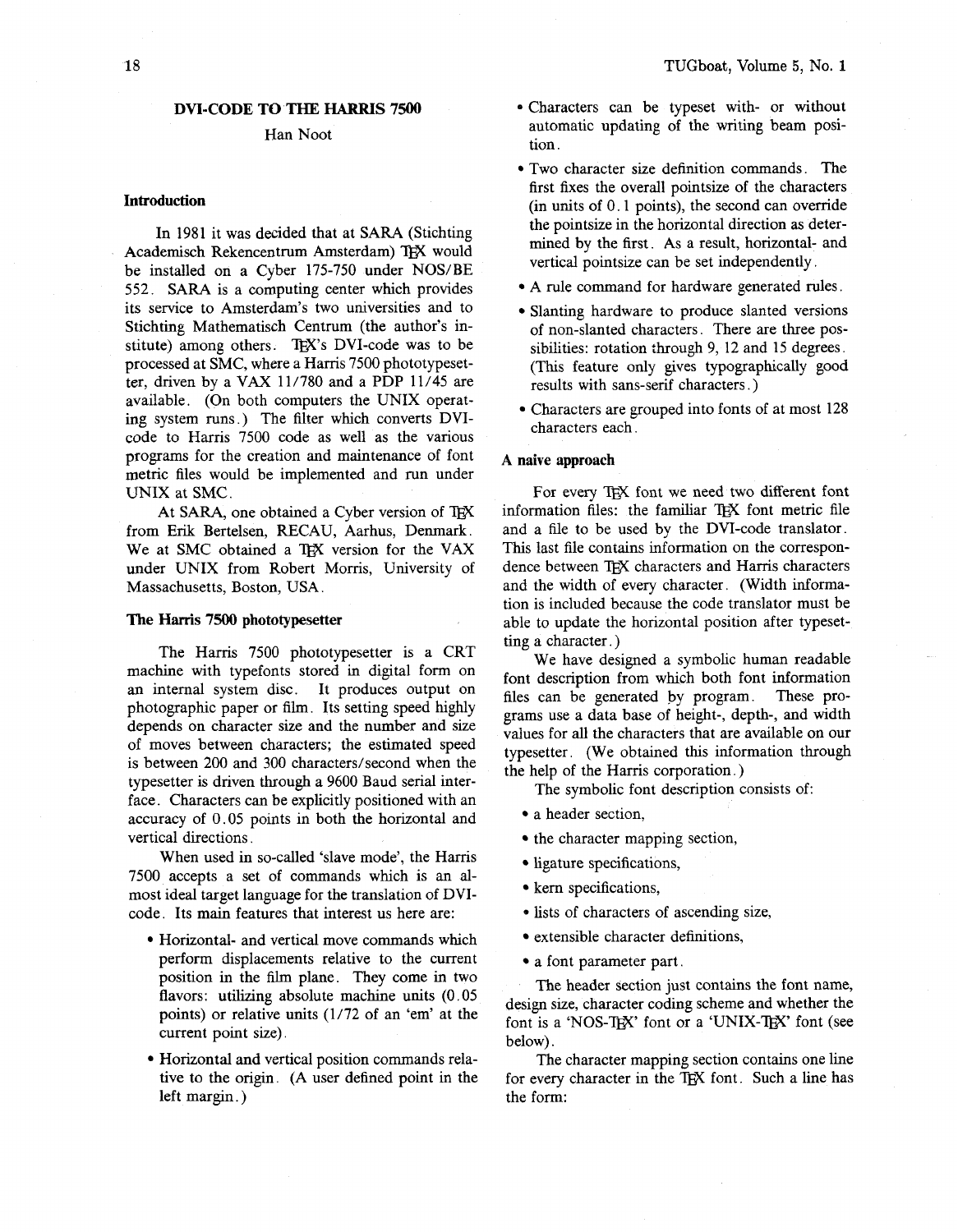## DVI-CODE TO THE HARRIS 7500

Han Noot

### Introduction

In 1981 it was decided that at SARA (Stichting Academisch Rekencentrum Amsterdam) TEX would be installed on a Cyber 175-750 under NOS/BE 552. SARA is a computing center which provides its service to Amsterdam's two universities and to Stichting Mathematisch Centrum (the author's institute) among others. TEX's DVI-code was to be processed at SMC, where a Harris 7500 phototypesetter, driven by a VAX 11/780 and a PDP 11/45 are available. (On both computers the UNIX operating system runs.) The filter which converts DVI-code to Harris 7500 code as well as the various programs for the creation and maintenance of font metric files would be implemented and run under UNIX at SMC.

At SARA, one obtained a Cyber version of TEX from Erik Bertelsen, RECAU, Aarhus, Denmark. We at SMC obtained a TEX version for the VAX under UNIX from Robert Morris, University of Massachusetts, Boston, USA.

### The Harris 7500 phototypesetter

The Harris 7500 phototypesetter is a CRT machine with typefonts stored in digital form on an internal system disc. It produces output on photographic paper or film. Its setting speed highly depends on character size and the number and size of moves between characters; the estimated speed is between 200 and 300 characters/second when the typesetter is driven through a 9600 Baud serial interface. Characters can be explicitly positioned with an accuracy of 0.05 points in both the horizontal and vertical directions.

When used in so-called 'slave mode', the Harris 7500 accepts a set of commands which is an almost ideal target language for the translation of DVI-code. Its main features that interest us here are:

- Horizontal- and vertical move commands which perform displacements relative to the current position in the film plane. They come in two flavors: utilizing absolute machine units (0.05 points) or relative units (1/72 of an 'em' at the current point size).
- Horizontal and vertical position commands relative to the origin. (A user defined point in the left margin.)
- Characters can be typeset with- or without automatic updating of the writing beam position.
- Two character size definition commands. The first fixes the overall pointsize of the characters (in units of 0.1 points), the second can override the pointsize in the horizontal direction as determined by the first. As a result, horizontal- and vertical pointsize can be set independently.
- A rule command for hardware generated rules.
- Slanting hardware to produce slanted versions of non-slanted characters. There are three possibilities: rotation through 9, 12 and 15 degrees. (This feature only gives typographically good results with sans-serif characters.)
- Characters are grouped into fonts of at most 128 characters each.

### A naive approach

For every TEX font we need two different font information files: the familiar TEX font metric file and a file to be used by the DVI-code translator. This last file contains information on the correspondence between TEX characters and Harris characters and the width of every character. (Width information is included because the code translator must be able to update the horizontal position after typesetting a character.)

We have designed a symbolic human readable font description from which both font information files can be generated by program. These programs use a data base of height-, depth-, and width values for all the characters that are available on our typesetter. (We obtained this information through the help of the Harris corporation.)

The symbolic font description consists of:

- a header section,
- the character mapping section,
- ligature specifications,
- kern specifications,
- lists of characters of ascending size,
- extensible character definitions,
- a font parameter part.

The header section just contains the font name, design size, character coding scheme and whether the font is a 'NOS-TEX' font or a 'UNIX-TEX' font (see below).

The character mapping section contains one line for every character in the TEX font. Such a line has the form: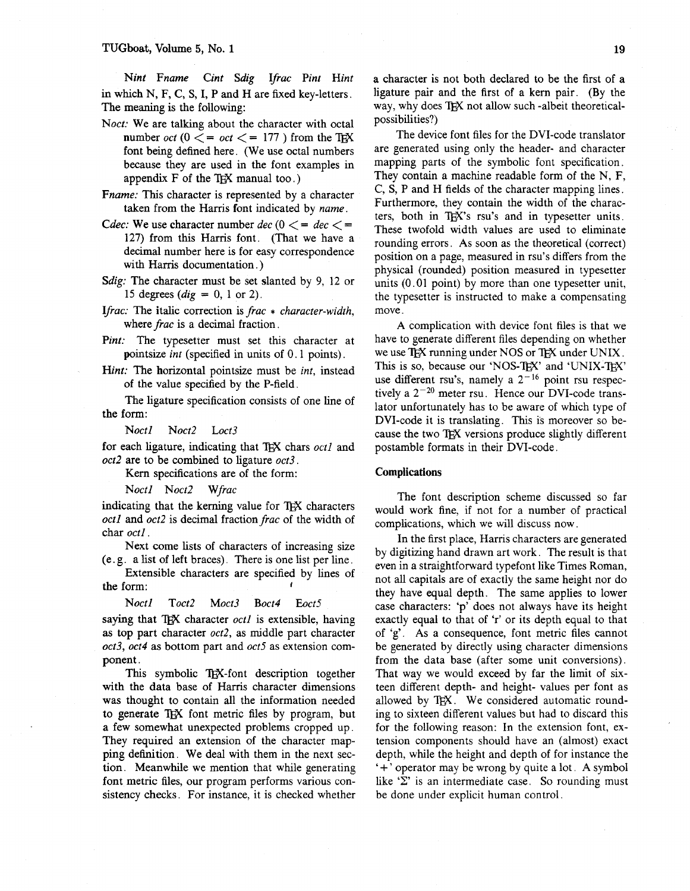*N*int *F*name *C*int *S*dig *I*frac *P*int *H*int

in which N, F, C, S, I, P and H are fixed key-letters. The meaning is the following:

- *N*oct: We are talking about the character with octal number *oct* (0 <= *oct* <= 177 ) from the TEX font being defined here. (We use octal numbers because they are used in the font examples in appendix F of the TEX manual too.)
- *F*name: This character is represented by a character taken from the Harris font indicated by *name*.
- *C*dec: We use character number *dec* (0 <= *dec* <= 127) from this Harris font. (That we have a decimal number here is for easy correspondence with Harris documentation.)
- *S*dig: The character must be set slanted by 9, 12 or 15 degrees (*dig* = 0, 1 or 2).
- *I*frac: The italic correction is *frac* * *character-width*, where *frac* is a decimal fraction.
- *P*int: The typesetter must set this character at pointsize *int* (specified in units of 0.1 points).
- *H*int: The horizontal pointsize must be *int*, instead of the value specified by the P-field.

The ligature specification consists of one line of the form:

*N*oct1 *N*oct2 *L*oct3

for each ligature, indicating that TEX chars *oct1* and *oct2* are to be combined to ligature *oct3*.

Kern specifications are of the form:

*N*oct1 *N*oct2 *W*frac

indicating that the kerning value for TEX characters *oct1* and *oct2* is decimal fraction *frac* of the width of char *oct1*.

Next come lists of characters of increasing size (e.g. a list of left braces). There is one list per line.

Extensible characters are specified by lines of the form:

*N*oct1 *T*oct2 *M*oct3 *B*oct4 *E*oct5

saying that TEX character *oct1* is extensible, having as top part character *oct2*, as middle part character *oct3*, *oct4* as bottom part and *oct5* as extension component.

This symbolic TEX-font description together with the data base of Harris character dimensions was thought to contain all the information needed to generate TEX font metric files by program, but a few somewhat unexpected problems cropped up. They required an extension of the character mapping definition. We deal with them in the next section. Meanwhile we mention that while generating font metric files, our program performs various consistency checks. For instance, it is checked whether a character is not both declared to be the first of a ligature pair and the first of a kern pair. (By the way, why does TEX not allow such -albeit theoretical-possibilities?)

The device font files for the DVI-code translator are generated using only the header- and character mapping parts of the symbolic font specification. They contain a machine readable form of the N, F, C, S, P and H fields of the character mapping lines. Furthermore, they contain the width of the characters, both in TEX's rsu's and in typesetter units. These twofold width values are used to eliminate rounding errors. As soon as the theoretical (correct) position on a page, measured in rsu's differs from the physical (rounded) position measured in typesetter units (0.01 point) by more than one typesetter unit, the typesetter is instructed to make a compensating move.

A complication with device font files is that we have to generate different files depending on whether we use TEX running under NOS or TEX under UNIX. This is so, because our 'NOS-TEX' and 'UNIX-TEX' use different rsu's, namely a $2^{-16}$ point rsu respectively a $2^{-20}$ meter rsu. Hence our DVI-code translator unfortunately has to be aware of which type of DVI-code it is translating. This is moreover so because the two TEX versions produce slightly different postamble formats in their DVI-code.

## Complications

The font description scheme discussed so far would work fine, if not for a number of practical complications, which we will discuss now.

In the first place, Harris characters are generated by digitizing hand drawn art work. The result is that even in a straightforward typefont like Times Roman, not all capitals are of exactly the same height nor do they have equal depth. The same applies to lower case characters: 'p' does not always have its height exactly equal to that of 'r' or its depth equal to that of 'g'. As a consequence, font metric files cannot be generated by directly using character dimensions from the data base (after some unit conversions). That way we would exceed by far the limit of sixteen different depth- and height- values per font as allowed by TEX. We considered automatic rounding to sixteen different values but had to discard this for the following reason: In the extension font, extension components should have an (almost) exact depth, while the height and depth of for instance the '+' operator may be wrong by quite a lot. A symbol like '$\Sigma$' is an intermediate case. So rounding must be done under explicit human control.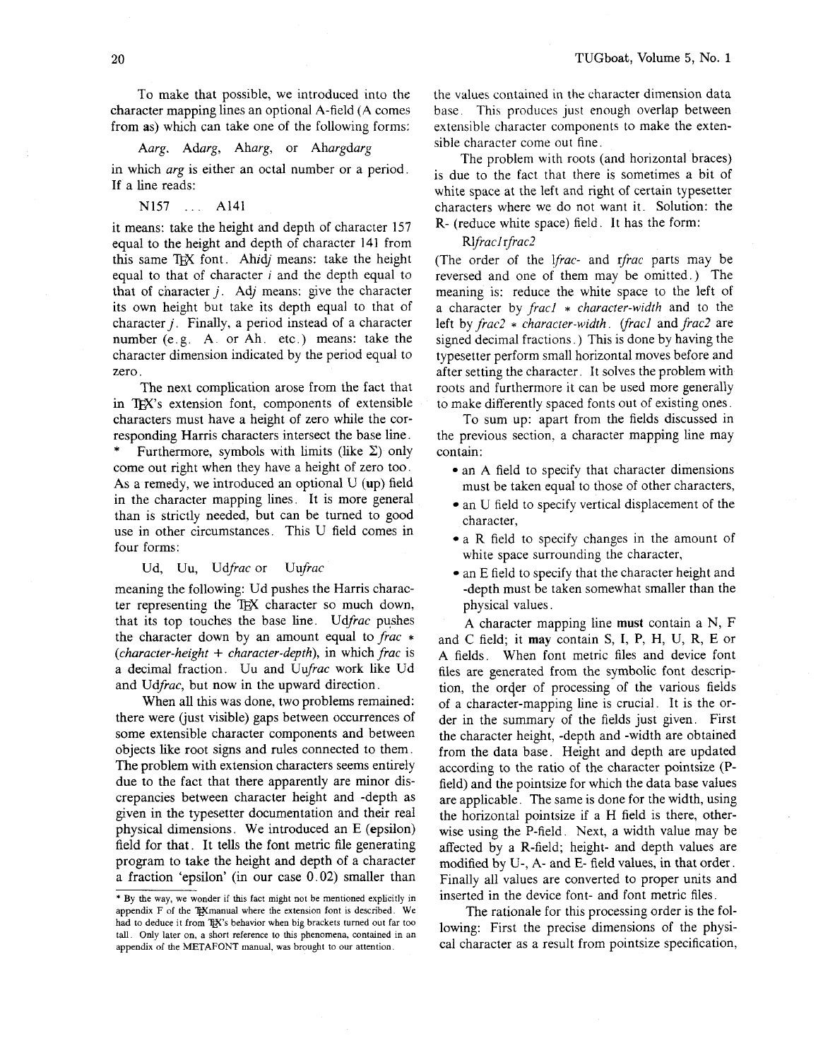To make that possible, we introduced into the character mapping lines an optional A-field (A comes from **as**) which can take one of the following forms:

A*arg*, Ad*arg*, Ah*arg*, or Ah*arg*d*arg*

in which *arg* is either an octal number or a period. If a line reads:

N157 ... A141

it means: take the height and depth of character 157 equal to the height and depth of character 141 from this same TEX font. Ah*i*d*j* means: take the height equal to that of character *i* and the depth equal to that of character *j*. Ad*j* means: give the character its own height but take its depth equal to that of character *j*. Finally, a period instead of a character number (e.g. A. or Ah. etc.) means: take the character dimension indicated by the period equal to zero.

The next complication arose from the fact that in TEX's extension font, components of extensible characters must have a height of zero while the corresponding Harris characters intersect the base line.* Furthermore, symbols with limits (like $\Sigma$) only come out right when they have a height of zero too. As a remedy, we introduced an optional U (**up**) field in the character mapping lines. It is more general than is strictly needed, but can be turned to good use in other circumstances. This U field comes in four forms:

Ud, Uu, Ud*frac* or Uu*frac*

meaning the following: Ud pushes the Harris character representing the TEX character so much down, that its top touches the base line. Ud*frac* pushes the character down by an amount equal to *frac* * (*character-height* + *character-depth*), in which *frac* is a decimal fraction. Uu and Uu*frac* work like Ud and Ud*frac*, but now in the upward direction.

When all this was done, two problems remained: there were (just visible) gaps between occurrences of some extensible character components and between objects like root signs and rules connected to them. The problem with extension characters seems entirely due to the fact that there apparently are minor discrepancies between character height and -depth as given in the typesetter documentation and their real physical dimensions. We introduced an E (epsilon) field for that. It tells the font metric file generating program to take the height and depth of a character a fraction 'epsilon' (in our case 0.02) smaller than the values contained in the character dimension data base. This produces just enough overlap between extensible character components to make the extensible character come out fine.

The problem with roots (and horizontal braces) is due to the fact that there is sometimes a bit of white space at the left and right of certain typesetter characters where we do not want it. Solution: the R- (reduce white space) field. It has the form:

Rl*frac1*r*frac2*

(The order of the l*frac*- and r*frac* parts may be reversed and one of them may be omitted.) The meaning is: reduce the white space to the left of a character by *frac1* * *character-width* and to the left by *frac2* * *character-width*. (*frac1* and *frac2* are signed decimal fractions.) This is done by having the typesetter perform small horizontal moves before and after setting the character. It solves the problem with roots and furthermore it can be used more generally to make differently spaced fonts out of existing ones.

To sum up: apart from the fields discussed in the previous section, a character mapping line may contain:

- an A field to specify that character dimensions must be taken equal to those of other characters,
- an U field to specify vertical displacement of the character,
- a R field to specify changes in the amount of white space surrounding the character,
- an E field to specify that the character height and -depth must be taken somewhat smaller than the physical values.

A character mapping line **must** contain a N, F and C field; it **may** contain S, I, P, H, U, R, E or A fields. When font metric files and device font files are generated from the symbolic font description, the order of processing of the various fields of a character-mapping line is crucial. It is the order in the summary of the fields just given. First the character height, -depth and -width are obtained from the data base. Height and depth are updated according to the ratio of the character pointsize (P-field) and the pointsize for which the data base values are applicable. The same is done for the width, using the horizontal pointsize if a H field is there, otherwise using the P-field. Next, a width value may be affected by a R-field; height- and depth values are modified by U-, A- and E- field values, in that order. Finally all values are converted to proper units and inserted in the device font- and font metric files.

The rationale for this processing order is the following: First the precise dimensions of the physical character as a result from pointsize specification,

---

\* By the way, we wonder if this fact might not be mentioned explicitly in appendix F of the TEXmanual where the extension font is described. We had to deduce it from TEX's behavior when big brackets turned out far too tall. Only later on, a short reference to this phenomena, contained in an appendix of the METAFONT manual, was brought to our attention.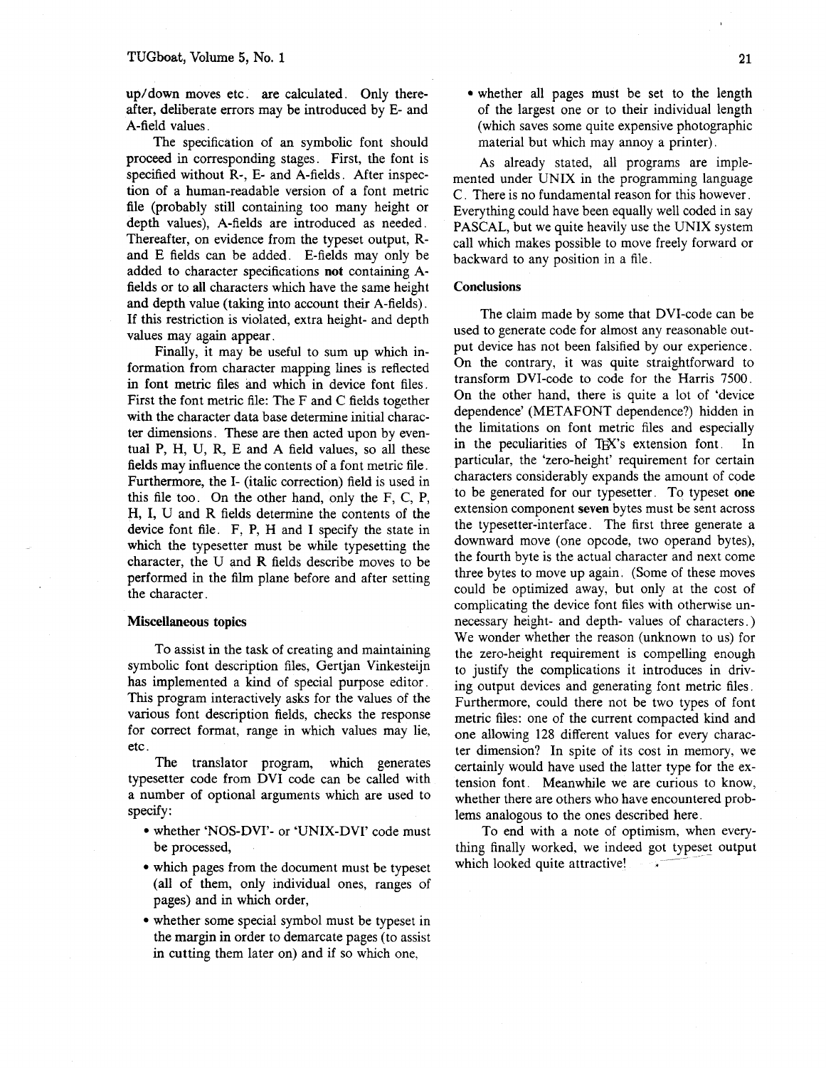up/down moves etc. are calculated. Only thereafter, deliberate errors may be introduced by E- and A-field values.

The specification of an symbolic font should proceed in corresponding stages. First, the font is specified without R-, E- and A-fields. After inspection of a human-readable version of a font metric file (probably still containing too many height or depth values), A-fields are introduced as needed. Thereafter, on evidence from the typeset output, R- and E fields can be added. E-fields may only be added to character specifications **not** containing A-fields or to **all** characters which have the same height and depth value (taking into account their A-fields). If this restriction is violated, extra height- and depth values may again appear.

Finally, it may be useful to sum up which information from character mapping lines is reflected in font metric files and which in device font files. First the font metric file: The F and C fields together with the character data base determine initial character dimensions. These are then acted upon by eventual P, H, U, R, E and A field values, so all these fields may influence the contents of a font metric file. Furthermore, the I- (italic correction) field is used in this file too. On the other hand, only the F, C, P, H, I, U and R fields determine the contents of the device font file. F, P, H and I specify the state in which the typesetter must be while typesetting the character, the U and R fields describe moves to be performed in the film plane before and after setting the character.

### Miscellaneous topics

To assist in the task of creating and maintaining symbolic font description files, Gertjan Vinkesteijn has implemented a kind of special purpose editor. This program interactively asks for the values of the various font description fields, checks the response for correct format, range in which values may lie, etc.

The translator program, which generates typesetter code from DVI code can be called with a number of optional arguments which are used to specify:

- whether 'NOS-DVI'- or 'UNIX-DVI' code must be processed,
- which pages from the document must be typeset (all of them, only individual ones, ranges of pages) and in which order,
- whether some special symbol must be typeset in the margin in order to demarcate pages (to assist in cutting them later on) and if so which one,
- whether all pages must be set to the length of the largest one or to their individual length (which saves some quite expensive photographic material but which may annoy a printer).

As already stated, all programs are implemented under UNIX in the programming language C. There is no fundamental reason for this however. Everything could have been equally well coded in say PASCAL, but we quite heavily use the UNIX system call which makes possible to move freely forward or backward to any position in a file.

### Conclusions

The claim made by some that DVI-code can be used to generate code for almost any reasonable output device has not been falsified by our experience. On the contrary, it was quite straightforward to transform DVI-code to code for the Harris 7500. On the other hand, there is quite a lot of 'device dependence' (METAFONT dependence?) hidden in the limitations on font metric files and especially in the peculiarities of TEX's extension font. In particular, the 'zero-height' requirement for certain characters considerably expands the amount of code to be generated for our typesetter. To typeset **one** extension component **seven** bytes must be sent across the typesetter-interface. The first three generate a downward move (one opcode, two operand bytes), the fourth byte is the actual character and next come three bytes to move up again. (Some of these moves could be optimized away, but only at the cost of complicating the device font files with otherwise unnecessary height- and depth- values of characters.) We wonder whether the reason (unknown to us) for the zero-height requirement is compelling enough to justify the complications it introduces in driving output devices and generating font metric files. Furthermore, could there not be two types of font metric files: one of the current compacted kind and one allowing 128 different values for every character dimension? In spite of its cost in memory, we certainly would have used the latter type for the extension font. Meanwhile we are curious to know, whether there are others who have encountered problems analogous to the ones described here.

To end with a note of optimism, when everything finally worked, we indeed got typeset output which looked quite attractive!